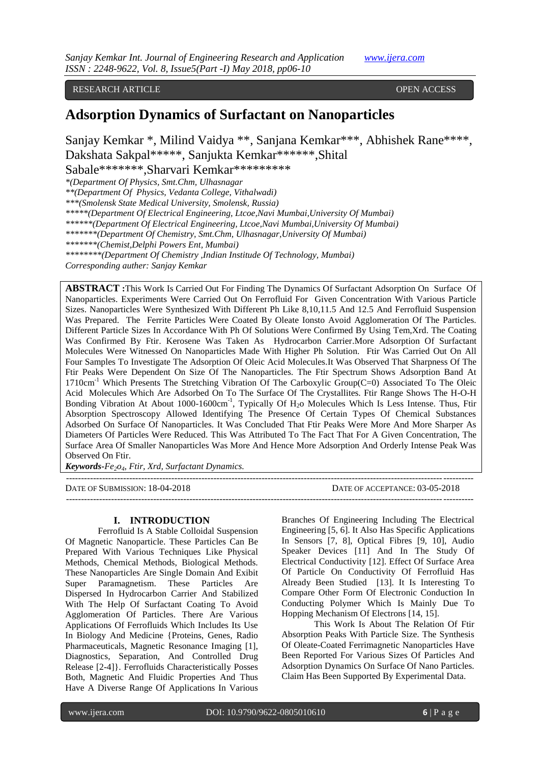RESEARCH ARTICLE OPEN ACCESS

# Adsorption Dynamics of Surfactant on Nanoparticles

Sanjay Kemkar *, Milind Vaidya **, Sanjana Kemkar***, Abhishek Rane****, Dakshata Sakpal*****, Sanjukta Kemkar******,Shital Sabale*******,Sharvari Kemkar*********

*(Department Of Physics, Smt.Chm, Ulhasnagar
**(Department Of Physics, Vedanta College, Vithalwadi)
***(Smolensk State Medical University, Smolensk, Russia)
*****(Department Of Electrical Engineering, Ltcoe,Navi Mumbai,University Of Mumbai)
******(Department Of Electrical Engineering, Ltcoe,Navi Mumbai,University Of Mumbai)
*******(Department Of Chemistry, Smt.Chm, Ulhasnagar,University Of Mumbai)
*******(Chemist,Delphi Powers Ent, Mumbai)
********(Department Of Chemistry ,Indian Institude Of Technology, Mumbai)
Corresponding auther: Sanjay Kemkar

**ABSTRACT :**This Work Is Carried Out For Finding The Dynamics Of Surfactant Adsorption On Surface Of Nanoparticles. Experiments Were Carried Out On Ferrofluid For Given Concentration With Various Particle Sizes. Nanoparticles Were Synthesized With Different Ph Like 8,10,11.5 And 12.5 And Ferrofluid Suspension Was Prepared. The Ferrite Particles Were Coated By Oleate Ionsto Avoid Agglomeration Of The Particles. Different Particle Sizes In Accordance With Ph Of Solutions Were Confirmed By Using Tem,Xrd. The Coating Was Confirmed By Ftir. Kerosene Was Taken As Hydrocarbon Carrier.More Adsorption Of Surfactant Molecules Were Witnessed On Nanoparticles Made With Higher Ph Solution. Ftir Was Carried Out On All Four Samples To Investigate The Adsorption Of Oleic Acid Molecules.It Was Observed That Sharpness Of The Ftir Peaks Were Dependent On Size Of The Nanoparticles. The Ftir Spectrum Shows Adsorption Band At $1710cm^{-1}$ Which Presents The Stretching Vibration Of The Carboxylic Group(C=0) Associated To The Oleic Acid Molecules Which Are Adsorbed On To The Surface Of The Crystallites. Ftir Range Shows The H-O-H Bonding Vibration At About $1000\text{-}1600cm^{-1}$, Typically Of $H_2o$ Molecules Which Is Less Intense. Thus, Ftir Absorption Spectroscopy Allowed Identifying The Presence Of Certain Types Of Chemical Substances Adsorbed On Surface Of Nanoparticles. It Was Concluded That Ftir Peaks Were More And More Sharper As Diameters Of Particles Were Reduced. This Was Attributed To The Fact That For A Given Concentration, The Surface Area Of Smaller Nanoparticles Was More And Hence More Adsorption And Orderly Intense Peak Was Observed On Ftir.

***Keywords**-$Fe_2o_4$, Ftir, Xrd, Surfactant Dynamics.*

---

DATE OF SUBMISSION: 18-04-2018 DATE OF ACCEPTANCE: 03-05-2018

---

## I. INTRODUCTION

Ferrofluid Is A Stable Colloidal Suspension Of Magnetic Nanoparticle. These Particles Can Be Prepared With Various Techniques Like Physical Methods, Chemical Methods, Biological Methods. These Nanoparticles Are Single Domain And Exibit Super Paramagnetism. These Particles Are Dispersed In Hydrocarbon Carrier And Stabilized With The Help Of Surfactant Coating To Avoid Agglomeration Of Particles. There Are Various Applications Of Ferrofluids Which Includes Its Use In Biology And Medicine {Proteins, Genes, Radio Pharmaceuticals, Magnetic Resonance Imaging [1], Diagnostics, Separation, And Controlled Drug Release [2-4]}. Ferrofluids Characteristically Posses Both, Magnetic And Fluidic Properties And Thus Have A Diverse Range Of Applications In Various Branches Of Engineering Including The Electrical Engineering [5, 6]. It Also Has Specific Applications In Sensors [7, 8], Optical Fibres [9, 10], Audio Speaker Devices [11] And In The Study Of Electrical Conductivity [12]. Effect Of Surface Area Of Particle On Conductivity Of Ferrofluid Has Already Been Studied [13]. It Is Interesting To Compare Other Form Of Electronic Conduction In Conducting Polymer Which Is Mainly Due To Hopping Mechanism Of Electrons [14, 15].

This Work Is About The Relation Of Ftir Absorption Peaks With Particle Size. The Synthesis Of Oleate-Coated Ferrimagnetic Nanoparticles Have Been Reported For Various Sizes Of Particles And Adsorption Dynamics On Surface Of Nano Particles. Claim Has Been Supported By Experimental Data.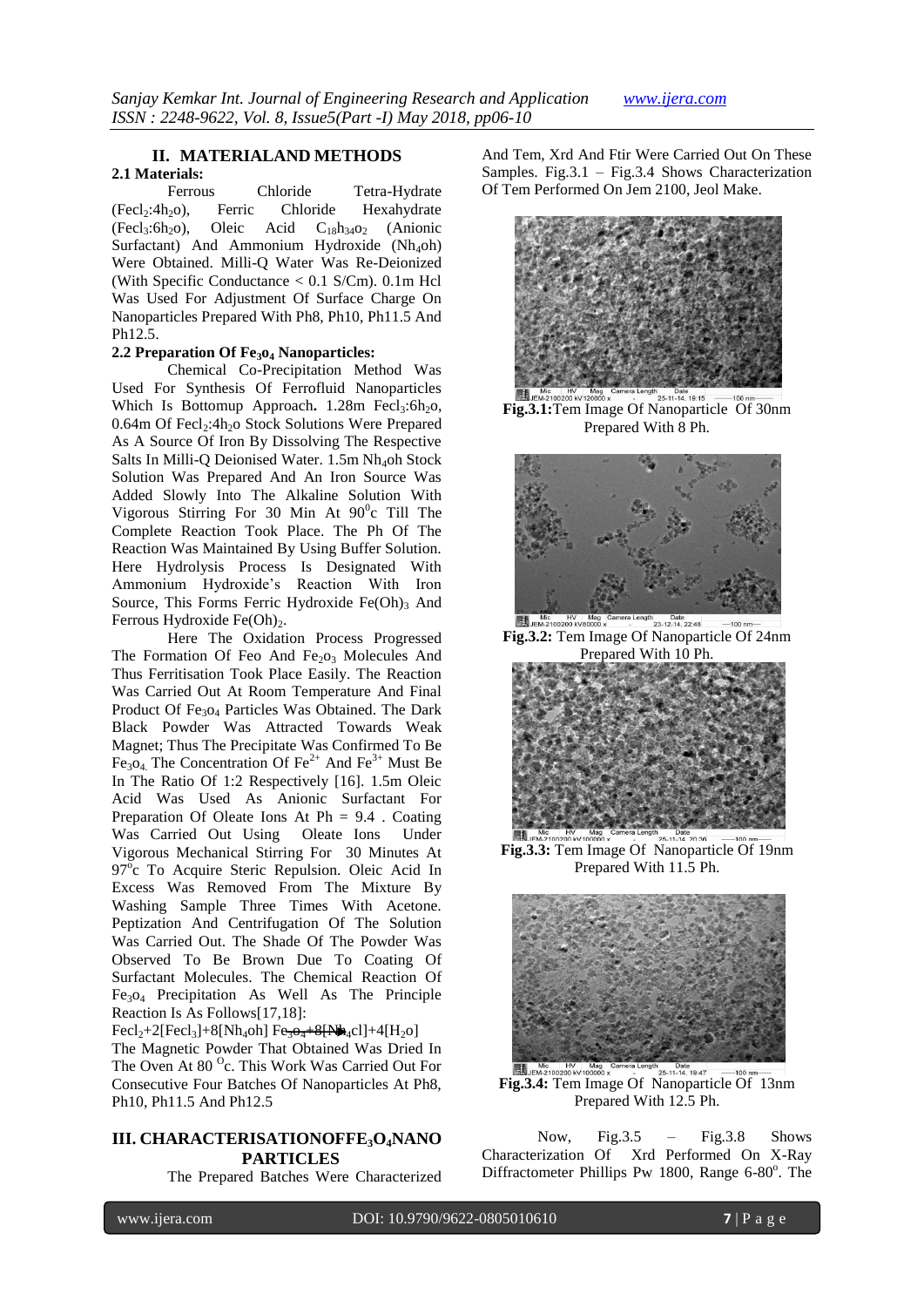## II. MATERIALAND METHODS

### 2.1 Materials:

Ferrous Chloride Tetra-Hydrate ($Fecl_2$:$4h_2o$), Ferric Chloride Hexahydrate ($Fecl_3$:$6h_2o$), Oleic Acid $C_{18}h_{34}o_2$ (Anionic Surfactant) And Ammonium Hydroxide ($Nh_4oh$) Were Obtained. Milli-Q Water Was Re-Deionized (With Specific Conductance < 0.1 S/Cm). 0.1m Hcl Was Used For Adjustment Of Surface Charge On Nanoparticles Prepared With Ph8, Ph10, Ph11.5 And Ph12.5.

### 2.2 Preparation Of $Fe_3o_4$ Nanoparticles:

Chemical Co-Precipitation Method Was Used For Synthesis Of Ferrofluid Nanoparticles Which Is Bottomup Approach**.** 1.28m $Fecl_3$:$6h_2o$, 0.64m Of $Fecl_2$:$4h_2o$ Stock Solutions Were Prepared As A Source Of Iron By Dissolving The Respective Salts In Milli-Q Deionised Water. 1.5m $Nh_4oh$ Stock Solution Was Prepared And An Iron Source Was Added Slowly Into The Alkaline Solution With Vigorous Stirring For 30 Min At $90^0c$ Till The Complete Reaction Took Place. The Ph Of The Reaction Was Maintained By Using Buffer Solution. Here Hydrolysis Process Is Designated With Ammonium Hydroxide's Reaction With Iron Source, This Forms Ferric Hydroxide $Fe(Oh)_3$ And Ferrous Hydroxide $Fe(Oh)_2$.

Here The Oxidation Process Progressed The Formation Of Feo And $Fe_2o_3$ Molecules And Thus Ferritisation Took Place Easily. The Reaction Was Carried Out At Room Temperature And Final Product Of $Fe_3o_4$ Particles Was Obtained. The Dark Black Powder Was Attracted Towards Weak Magnet; Thus The Precipitate Was Confirmed To Be $Fe_3o_4$. The Concentration Of $Fe^{2+}$ And $Fe^{3+}$ Must Be In The Ratio Of 1:2 Respectively [16]. 1.5m Oleic Acid Was Used As Anionic Surfactant For Preparation Of Oleate Ions At Ph = 9.4 . Coating Was Carried Out Using Oleate Ions Under Vigorous Mechanical Stirring For 30 Minutes At $97^oc$ To Acquire Steric Repulsion. Oleic Acid In Excess Was Removed From The Mixture By Washing Sample Three Times With Acetone. Peptization And Centrifugation Of The Solution Was Carried Out. The Shade Of The Powder Was Observed To Be Brown Due To Coating Of Surfactant Molecules. The Chemical Reaction Of $Fe_3o_4$ Precipitation As Well As The Principle Reaction Is As Follows[17,18]:

$Fecl_2$+2[$Fecl_3$]+8[$Nh_4oh$] $\rightarrow$ $Fe_3o_4$+8[$Nh_4cl$]+4[$H_2o$]

The Magnetic Powder That Obtained Was Dried In The Oven At 80 $^Oc$. This Work Was Carried Out For Consecutive Four Batches Of Nanoparticles At Ph8, Ph10, Ph11.5 And Ph12.5

## III. CHARACTERISATIONOFFE$_3$O$_4$NANO PARTICLES

The Prepared Batches Were Characterized And Tem, Xrd And Ftir Were Carried Out On These Samples. Fig.3.1 – Fig.3.4 Shows Characterization Of Tem Performed On Jem 2100, Jeol Make.

**Fig.3.1:**Tem Image Of Nanoparticle Of 30nm Prepared With 8 Ph.

**Fig.3.2:** Tem Image Of Nanoparticle Of 24nm Prepared With 10 Ph.

**Fig.3.3:** Tem Image Of Nanoparticle Of 19nm Prepared With 11.5 Ph.

**Fig.3.4:** Tem Image Of Nanoparticle Of 13nm Prepared With 12.5 Ph.

Now, Fig.3.5 – Fig.3.8 Shows Characterization Of Xrd Performed On X-Ray Diffractometer Phillips Pw 1800, Range 6-80$^o$. The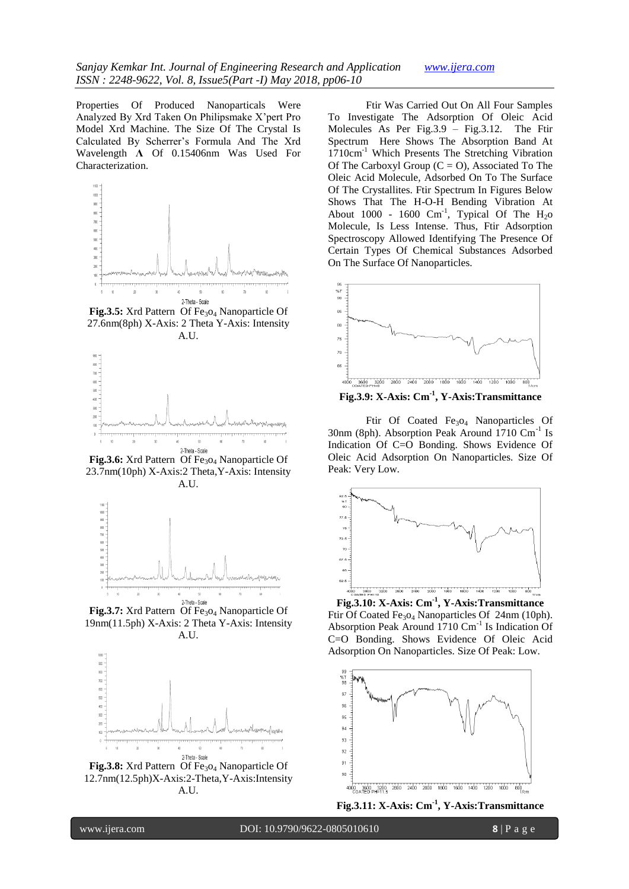Properties Of Produced Nanoparticles Were Analyzed By Xrd Taken On Philipsmake X'pert Pro Model Xrd Machine. The Size Of The Crystal Is Calculated By Scherrer's Formula And The Xrd Wavelength Λ Of 0.15406nm Was Used For Characterization.

**Fig.3.5:** Xrd Pattern Of $Fe_3o_4$ Nanoparticle Of 27.6nm(8ph) X-Axis: 2 Theta Y-Axis: Intensity A.U.

**Fig.3.6:** Xrd Pattern Of $Fe_3o_4$ Nanoparticle Of 23.7nm(10ph) X-Axis:2 Theta,Y-Axis: Intensity A.U.

**Fig.3.7:** Xrd Pattern Of $Fe_3o_4$ Nanoparticle Of 19nm(11.5ph) X-Axis: 2 Theta Y-Axis: Intensity A.U.

**Fig.3.8:** Xrd Pattern Of $Fe_3o_4$ Nanoparticle Of 12.7nm(12.5ph)X-Axis:2-Theta,Y-Axis:Intensity A.U.

Ftir Was Carried Out On All Four Samples To Investigate The Adsorption Of Oleic Acid Molecules As Per Fig.3.9 – Fig.3.12. The Ftir Spectrum Here Shows The Absorption Band At 1710cm$^{-1}$ Which Presents The Stretching Vibration Of The Carboxyl Group (C = O), Associated To The Oleic Acid Molecule, Adsorbed On To The Surface Of The Crystallites. Ftir Spectrum In Figures Below Shows That The H-O-H Bending Vibration At About 1000 - 1600 Cm$^{-1}$, Typical Of The $H_2o$ Molecule, Is Less Intense. Thus, Ftir Adsorption Spectroscopy Allowed Identifying The Presence Of Certain Types Of Chemical Substances Adsorbed On The Surface Of Nanoparticles.

**Fig.3.9: X-Axis: Cm$^{-1}$, Y-Axis:Transmittance**

Ftir Of Coated $Fe_3o_4$ Nanoparticles Of 30nm (8ph). Absorption Peak Around 1710 Cm$^{-1}$ Is Indication Of C=O Bonding. Shows Evidence Of Oleic Acid Adsorption On Nanoparticles. Size Of Peak: Very Low.

**Fig.3.10: X-Axis: Cm$^{-1}$, Y-Axis:Transmittance**
Ftir Of Coated $Fe_3o_4$ Nanoparticles Of 24nm (10ph). Absorption Peak Around 1710 Cm$^{-1}$ Is Indication Of C=O Bonding. Shows Evidence Of Oleic Acid Adsorption On Nanoparticles. Size Of Peak: Low.

**Fig.3.11: X-Axis: Cm$^{-1}$, Y-Axis:Transmittance**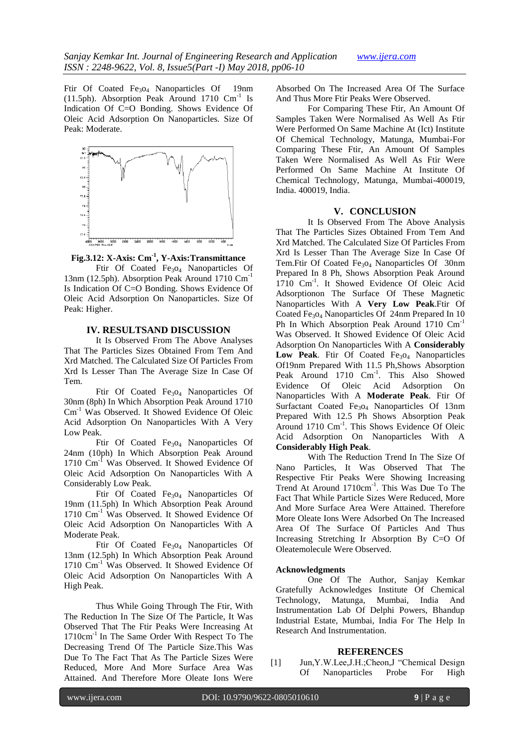Ftir Of Coated $Fe_3o_4$ Nanoparticles Of 19nm (11.5ph). Absorption Peak Around 1710 $Cm^{-1}$ Is Indication Of C=O Bonding. Shows Evidence Of Oleic Acid Adsorption On Nanoparticles. Size Of Peak: Moderate.

**Fig.3.12: X-Axis: $Cm^{-1}$, Y-Axis:Transmittance**

Ftir Of Coated $Fe_3o_4$ Nanoparticles Of 13nm (12.5ph). Absorption Peak Around 1710 $Cm^{-1}$ Is Indication Of C=O Bonding. Shows Evidence Of Oleic Acid Adsorption On Nanoparticles. Size Of Peak: Higher.

## IV. RESULTSAND DISCUSSION

It Is Observed From The Above Analyses That The Particles Sizes Obtained From Tem And Xrd Matched. The Calculated Size Of Particles From Xrd Is Lesser Than The Average Size In Case Of Tem.

Ftir Of Coated $Fe_3o_4$ Nanoparticles Of 30nm (8ph) In Which Absorption Peak Around 1710 $Cm^{-1}$ Was Observed. It Showed Evidence Of Oleic Acid Adsorption On Nanoparticles With A Very Low Peak.

Ftir Of Coated $Fe_3o_4$ Nanoparticles Of 24nm (10ph) In Which Absorption Peak Around 1710 $Cm^{-1}$ Was Observed. It Showed Evidence Of Oleic Acid Adsorption On Nanoparticles With A Considerably Low Peak.

Ftir Of Coated $Fe_3o_4$ Nanoparticles Of 19nm (11.5ph) In Which Absorption Peak Around 1710 $Cm^{-1}$ Was Observed. It Showed Evidence Of Oleic Acid Adsorption On Nanoparticles With A Moderate Peak.

Ftir Of Coated $Fe_3o_4$ Nanoparticles Of 13nm (12.5ph) In Which Absorption Peak Around 1710 $Cm^{-1}$ Was Observed. It Showed Evidence Of Oleic Acid Adsorption On Nanoparticles With A High Peak.

Thus While Going Through The Ftir, With The Reduction In The Size Of The Particle, It Was Observed That The Ftir Peaks Were Increasing At 1710$cm^{-1}$ In The Same Order With Respect To The Decreasing Trend Of The Particle Size.This Was Due To The Fact That As The Particle Sizes Were Reduced, More And More Surface Area Was Attained. And Therefore More Oleate Ions Were Absorbed On The Increased Area Of The Surface And Thus More Ftir Peaks Were Observed.

For Comparing These Ftir, An Amount Of Samples Taken Were Normalised As Well As Ftir Were Performed On Same Machine At (Ict) Institute Of Chemical Technology, Matunga, Mumbai-For Comparing These Ftir, An Amount Of Samples Taken Were Normalised As Well As Ftir Were Performed On Same Machine At Institute Of Chemical Technology, Matunga, Mumbai-400019, India. 400019, India.

## V. CONCLUSION

It Is Observed From The Above Analysis That The Particles Sizes Obtained From Tem And Xrd Matched. The Calculated Size Of Particles From Xrd Is Lesser Than The Average Size In Case Of Tem.Ftir Of Coated $Fe_3o_4$ Nanoparticles Of 30nm Prepared In 8 Ph, Shows Absorption Peak Around 1710 $Cm^{-1}$. It Showed Evidence Of Oleic Acid Adsorptionon The Surface Of These Magnetic Nanoparticles With A **Very Low Peak**.Ftir Of Coated $Fe_3o_4$ Nanoparticles Of 24nm Prepared In 10 Ph In Which Absorption Peak Around 1710 $Cm^{-1}$ Was Observed. It Showed Evidence Of Oleic Acid Adsorption On Nanoparticles With A **Considerably Low Peak**. Ftir Of Coated $Fe_3o_4$ Nanoparticles Of19nm Prepared With 11.5 Ph,Shows Absorption Peak Around 1710 $Cm^{-1}$. This Also Showed Evidence Of Oleic Acid Adsorption On Nanoparticles With A **Moderate Peak**. Ftir Of Surfactant Coated $Fe_3o_4$ Nanoparticles Of 13nm Prepared With 12.5 Ph Shows Absorption Peak Around 1710 $Cm^{-1}$. This Shows Evidence Of Oleic Acid Adsorption On Nanoparticles With A **Considerably High Peak**.

With The Reduction Trend In The Size Of Nano Particles, It Was Observed That The Respective Ftir Peaks Were Showing Increasing Trend At Around 1710$cm^{-1}$. This Was Due To The Fact That While Particle Sizes Were Reduced, More And More Surface Area Were Attained. Therefore More Oleate Ions Were Adsorbed On The Increased Area Of The Surface Of Particles And Thus Increasing Stretching Ir Absorption By C=O Of Oleatemolecule Were Observed.

### Acknowledgments

One Of The Author, Sanjay Kemkar Gratefully Acknowledges Institute Of Chemical Technology, Matunga, Mumbai, India And Instrumentation Lab Of Delphi Powers, Bhandup Industrial Estate, Mumbai, India For The Help In Research And Instrumentation.

## REFERENCES

[1] Jun,Y.W.Lee,J.H.;Cheon,J "Chemical Design Of Nanoparticles Probe For High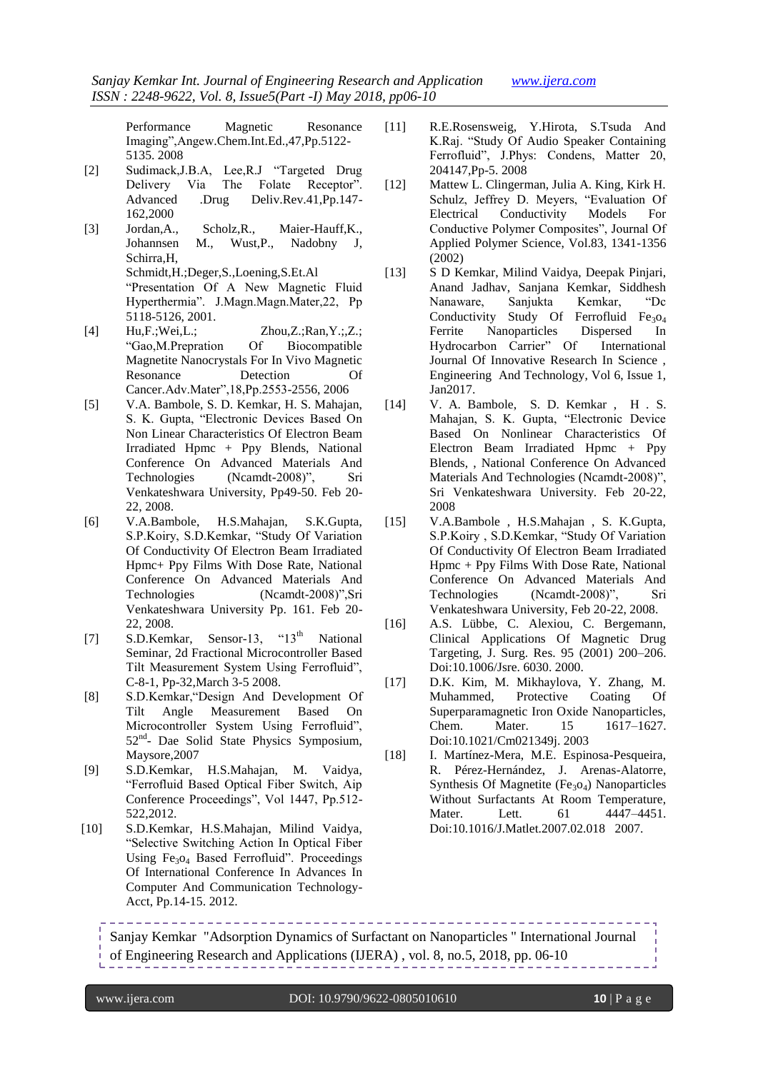Performance Magnetic Resonance Imaging",Angew.Chem.Int.Ed.,47,Pp.5122-5135. 2008

[2] Sudimack,J.B.A, Lee,R.J "Targeted Drug Delivery Via The Folate Receptor". Advanced .Drug Deliv.Rev.41,Pp.147-162,2000

[3] Jordan,A., Scholz,R., Maier-Hauff,K., Johannsen M., Wust,P., Nadobny J, Schirra,H, Schmidt,H.;Deger,S.,Loening,S.Et.Al "Presentation Of A New Magnetic Fluid Hyperthermia". J.Magn.Magn.Mater,22, Pp 5118-5126, 2001.

[4] Hu,F.;Wei,L.; Zhou,Z.;Ran,Y.;,Z.; "Gao,M.Prepration Of Biocompatible Magnetite Nanocrystals For In Vivo Magnetic Resonance Detection Of Cancer.Adv.Mater",18,Pp.2553-2556, 2006

[5] V.A. Bambole, S. D. Kemkar, H. S. Mahajan, S. K. Gupta, "Electronic Devices Based On Non Linear Characteristics Of Electron Beam Irradiated Hpmc + Ppy Blends, National Conference On Advanced Materials And Technologies (Ncamdt-2008)", Sri Venkateshwara University, Pp49-50. Feb 20-22, 2008.

[6] V.A.Bambole, H.S.Mahajan, S.K.Gupta, S.P.Koiry, S.D.Kemkar, "Study Of Variation Of Conductivity Of Electron Beam Irradiated Hpmc+ Ppy Films With Dose Rate, National Conference On Advanced Materials And Technologies (Ncamdt-2008)",Sri Venkateshwara University Pp. 161. Feb 20-22, 2008.

[7] S.D.Kemkar, Sensor-13, "13[th] National Seminar, 2d Fractional Microcontroller Based Tilt Measurement System Using Ferrofluid", C-8-1, Pp-32,March 3-5 2008.

[8] S.D.Kemkar,"Design And Development Of Tilt Angle Measurement Based On Microcontroller System Using Ferrofluid", 52[nd]- Dae Solid State Physics Symposium, Maysore,2007

[9] S.D.Kemkar, H.S.Mahajan, M. Vaidya, "Ferrofluid Based Optical Fiber Switch, Aip Conference Proceedings", Vol 1447, Pp.512-522,2012.

[10] S.D.Kemkar, H.S.Mahajan, Milind Vaidya, "Selective Switching Action In Optical Fiber Using $Fe_3o_4$ Based Ferrofluid". Proceedings Of International Conference In Advances In Computer And Communication Technology-Acct, Pp.14-15. 2012.

[11] R.E.Rosensweig, Y.Hirota, S.Tsuda And K.Raj. "Study Of Audio Speaker Containing Ferrofluid", J.Phys: Condens, Matter 20, 204147,Pp-5. 2008

[12] Mattew L. Clingerman, Julia A. King, Kirk H. Schulz, Jeffrey D. Meyers, "Evaluation Of Electrical Conductivity Models For Conductive Polymer Composites", Journal Of Applied Polymer Science, Vol.83, 1341-1356 (2002)

[13] S D Kemkar, Milind Vaidya, Deepak Pinjari, Anand Jadhav, Sanjana Kemkar, Siddhesh Nanaware, Sanjukta Kemkar, "Dc Conductivity Study Of Ferrofluid $Fe_3o_4$ Ferrite Nanoparticles Dispersed In Hydrocarbon Carrier" Of International Journal Of Innovative Research In Science , Engineering And Technology, Vol 6, Issue 1, Jan2017.

[14] V. A. Bambole, S. D. Kemkar , H . S. Mahajan, S. K. Gupta, "Electronic Device Based On Nonlinear Characteristics Of Electron Beam Irradiated Hpmc + Ppy Blends, , National Conference On Advanced Materials And Technologies (Ncamdt-2008)", Sri Venkateshwara University. Feb 20-22, 2008

[15] V.A.Bambole , H.S.Mahajan , S. K.Gupta, S.P.Koiry , S.D.Kemkar, "Study Of Variation Of Conductivity Of Electron Beam Irradiated Hpmc + Ppy Films With Dose Rate, National Conference On Advanced Materials And Technologies (Ncamdt-2008)", Sri Venkateshwara University, Feb 20-22, 2008.

[16] A.S. Lübbe, C. Alexiou, C. Bergemann, Clinical Applications Of Magnetic Drug Targeting, J. Surg. Res. 95 (2001) 200–206. Doi:10.1006/Jsre. 6030. 2000.

[17] D.K. Kim, M. Mikhaylova, Y. Zhang, M. Muhammed, Protective Coating Of Superparamagnetic Iron Oxide Nanoparticles, Chem. Mater. 15 1617–1627. Doi:10.1021/Cm021349j. 2003

[18] I. Martínez-Mera, M.E. Espinosa-Pesqueira, R. Pérez-Hernández, J. Arenas-Alatorre, Synthesis Of Magnetite ($Fe_3o_4$) Nanoparticles Without Surfactants At Room Temperature, Mater. Lett. 61 4447–4451. Doi:10.1016/J.Matlet.2007.02.018 2007.

Sanjay Kemkar "Adsorption Dynamics of Surfactant on Nanoparticles " International Journal of Engineering Research and Applications (IJERA) , vol. 8, no.5, 2018, pp. 06-10